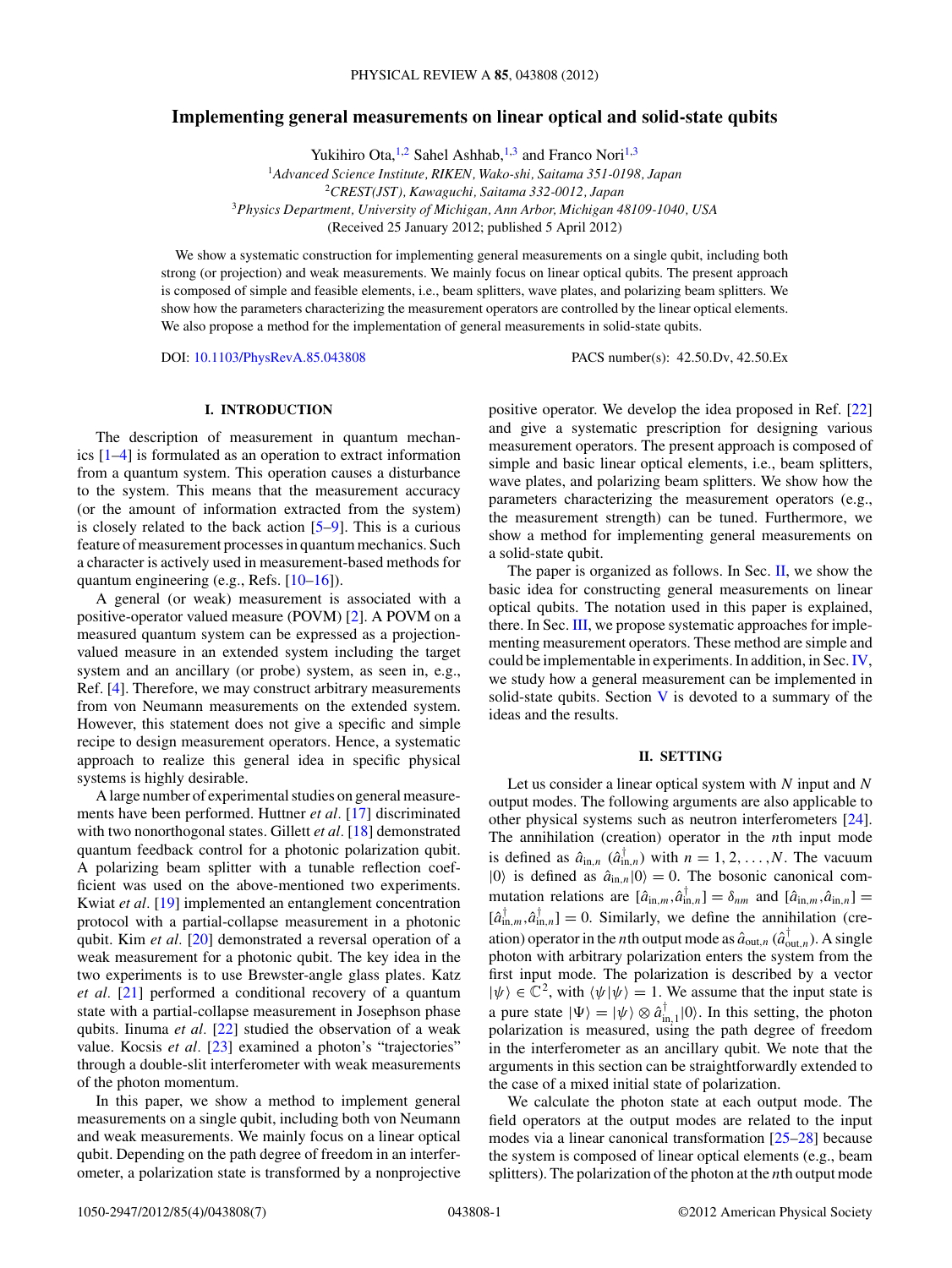# Implementing general measurements on linear optical and solid-state qubits

Yukihiro Ota,[1,2] Sahel Ashhab,[1,3] and Franco Nori[1,3]

[1]*Advanced Science Institute, RIKEN, Wako-shi, Saitama 351-0198, Japan*
[2]*CREST(JST), Kawaguchi, Saitama 332-0012, Japan*
[3]*Physics Department, University of Michigan, Ann Arbor, Michigan 48109-1040, USA*
(Received 25 January 2012; published 5 April 2012)

We show a systematic construction for implementing general measurements on a single qubit, including both strong (or projection) and weak measurements. We mainly focus on linear optical qubits. The present approach is composed of simple and feasible elements, i.e., beam splitters, wave plates, and polarizing beam splitters. We show how the parameters characterizing the measurement operators are controlled by the linear optical elements. We also propose a method for the implementation of general measurements in solid-state qubits.

DOI: 10.1103/PhysRevA.85.043808 PACS number(s): 42.50.Dv, 42.50.Ex

## I. INTRODUCTION

The description of measurement in quantum mechanics [1–4] is formulated as an operation to extract information from a quantum system. This operation causes a disturbance to the system. This means that the measurement accuracy (or the amount of information extracted from the system) is closely related to the back action [5–9]. This is a curious feature of measurement processes in quantum mechanics. Such a character is actively used in measurement-based methods for quantum engineering (e.g., Refs. [10–16]).

A general (or weak) measurement is associated with a positive-operator valued measure (POVM) [2]. A POVM on a measured quantum system can be expressed as a projection-valued measure in an extended system including the target system and an ancillary (or probe) system, as seen in, e.g., Ref. [4]. Therefore, we may construct arbitrary measurements from von Neumann measurements on the extended system. However, this statement does not give a specific and simple recipe to design measurement operators. Hence, a systematic approach to realize this general idea in specific physical systems is highly desirable.

A large number of experimental studies on general measurements have been performed. Huttner *et al.* [17] discriminated with two nonorthogonal states. Gillett *et al.* [18] demonstrated quantum feedback control for a photonic polarization qubit. A polarizing beam splitter with a tunable reflection coefficient was used on the above-mentioned two experiments. Kwiat *et al.* [19] implemented an entanglement concentration protocol with a partial-collapse measurement in a photonic qubit. Kim *et al.* [20] demonstrated a reversal operation of a weak measurement for a photonic qubit. The key idea in the two experiments is to use Brewster-angle glass plates. Katz *et al.* [21] performed a conditional recovery of a quantum state with a partial-collapse measurement in Josephson phase qubits. Iinuma *et al.* [22] studied the observation of a weak value. Kocsis *et al.* [23] examined a photon's "trajectories" through a double-slit interferometer with weak measurements of the photon momentum.

In this paper, we show a method to implement general measurements on a single qubit, including both von Neumann and weak measurements. We mainly focus on a linear optical qubit. Depending on the path degree of freedom in an interferometer, a polarization state is transformed by a nonprojective positive operator. We develop the idea proposed in Ref. [22] and give a systematic prescription for designing various measurement operators. The present approach is composed of simple and basic linear optical elements, i.e., beam splitters, wave plates, and polarizing beam splitters. We show how the parameters characterizing the measurement operators (e.g., the measurement strength) can be tuned. Furthermore, we show a method for implementing general measurements on a solid-state qubit.

The paper is organized as follows. In Sec. II, we show the basic idea for constructing general measurements on linear optical qubits. The notation used in this paper is explained, there. In Sec. III, we propose systematic approaches for implementing measurement operators. These method are simple and could be implementable in experiments. In addition, in Sec. IV, we study how a general measurement can be implemented in solid-state qubits. Section V is devoted to a summary of the ideas and the results.

## II. SETTING

Let us consider a linear optical system with $N$ input and $N$ output modes. The following arguments are also applicable to other physical systems such as neutron interferometers [24]. The annihilation (creation) operator in the $n$th input mode is defined as $\hat{a}_{\text{in},n}$ ($\hat{a}^{\dagger}_{\text{in},n}$) with $n = 1,2,\ldots,N$. The vacuum $|0\rangle$ is defined as $\hat{a}_{\text{in},n}|0\rangle = 0$. The bosonic canonical commutation relations are $[\hat{a}_{\text{in},m},\hat{a}^{\dagger}_{\text{in},n}] = \delta_{nm}$ and $[\hat{a}_{\text{in},m},\hat{a}_{\text{in},n}] = [\hat{a}^{\dagger}_{\text{in},m},\hat{a}^{\dagger}_{\text{in},n}] = 0$. Similarly, we define the annihilation (creation) operator in the $n$th output mode as $\hat{a}_{\text{out},n}$ ($\hat{a}^{\dagger}_{\text{out},n}$). A single photon with arbitrary polarization enters the system from the first input mode. The polarization is described by a vector $|\psi\rangle \in \mathbb{C}^2$, with $\langle\psi|\psi\rangle = 1$. We assume that the input state is a pure state $|\Psi\rangle = |\psi\rangle \otimes \hat{a}^{\dagger}_{\text{in},1}|0\rangle$. In this setting, the photon polarization is measured, using the path degree of freedom in the interferometer as an ancillary qubit. We note that the arguments in this section can be straightforwardly extended to the case of a mixed initial state of polarization.

We calculate the photon state at each output mode. The field operators at the output modes are related to the input modes via a linear canonical transformation [25–28] because the system is composed of linear optical elements (e.g., beam splitters). The polarization of the photon at the $n$th output mode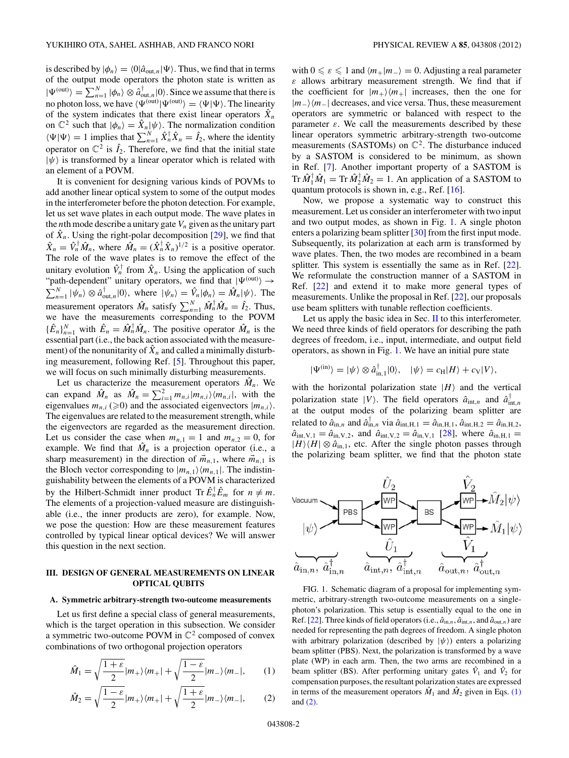is described by $|\phi_n\rangle = \langle 0|\hat{a}_{\mathrm{out},n}|\Psi\rangle$. Thus, we find that in terms of the output mode operators the photon state is written as $|\Psi^{(\mathrm{out})}\rangle = \sum_{n=1}^{N} |\phi_n\rangle \otimes \hat{a}^{\dagger}_{\mathrm{out},n}|0\rangle$. Since we assume that there is no photon loss, we have $\langle \Psi^{(\mathrm{out})}|\Psi^{(\mathrm{out})}\rangle = \langle \Psi|\Psi\rangle$. The linearity of the system indicates that there exist linear operators $\hat{X}_n$ on $\mathbb{C}^2$ such that $|\phi_n\rangle = \hat{X}_n|\psi\rangle$. The normalization condition $\langle \Psi|\Psi\rangle = 1$ implies that $\sum_{n=1}^{N} \hat{X}_n^{\dagger}\hat{X}_n = \hat{I}_2$, where the identity operator on $\mathbb{C}^2$ is $\hat{I}_2$. Therefore, we find that the initial state $|\psi\rangle$ is transformed by a linear operator which is related with an element of a POVM.

It is convenient for designing various kinds of POVMs to add another linear optical system to some of the output modes in the interferometer before the photon detection. For example, let us set wave plates in each output mode. The wave plates in the $n$th mode describe a unitary gate $V_n$ given as the unitary part of $\hat{X}_n$. Using the right-polar decomposition [29], we find that $\hat{X}_n = \hat{V}_n^{\dagger}\hat{M}_n$, where $\hat{M}_n = (\hat{X}_n^{\dagger}\hat{X}_n)^{1/2}$ is a positive operator. The role of the wave plates is to remove the effect of the unitary evolution $\hat{V}_n^{\dagger}$ from $\hat{X}_n$. Using the application of such "path-dependent" unitary operators, we find that $|\Psi^{(\mathrm{out})}\rangle \to \sum_{n=1}^{N} |\psi_n\rangle \otimes \hat{a}^{\dagger}_{\mathrm{out},n}|0\rangle$, where $|\psi_n\rangle = \hat{V}_n|\phi_n\rangle = \hat{M}_n|\psi\rangle$. The measurement operators $\hat{M}_n$ satisfy $\sum_{n=1}^{N} \hat{M}_n^{\dagger}\hat{M}_n = \hat{I}_2$. Thus, we have the measurements corresponding to the POVM $\{\hat{E}_n\}_{n=1}^{N}$ with $\hat{E}_n = \hat{M}_n^{\dagger}\hat{M}_n$. The positive operator $\hat{M}_n$ is the essential part (i.e., the back action associated with the measurement) of the nonunitarity of $\hat{X}_n$ and called a minimally disturbing measurement, following Ref. [5]. Throughout this paper, we will focus on such minimally disturbing measurements.

Let us characterize the measurement operators $\hat{M}_n$. We can expand $\hat{M}_n$ as $\hat{M}_n = \sum_{i=1}^{2} m_{n,i}|m_{n,i}\rangle\langle m_{n,i}|$, with the eigenvalues $m_{n,i}$ ($\geqslant 0$) and the associated eigenvectors $|m_{n,i}\rangle$. The eigenvalues are related to the measurement strength, while the eigenvectors are regarded as the measurement direction. Let us consider the case when $m_{n,1} = 1$ and $m_{n,2} = 0$, for example. We find that $\hat{M}_n$ is a projection operator (i.e., a sharp measurement) in the direction of $\vec{m}_{n,1}$, where $\vec{m}_{n,1}$ is the Bloch vector corresponding to $|m_{n,1}\rangle\langle m_{n,1}|$. The indistinguishability between the elements of a POVM is characterized by the Hilbert-Schmidt inner product $\mathrm{Tr}\,\hat{E}_n^{\dagger}\hat{E}_m$ for $n \neq m$. The elements of a projection-valued measure are distinguishable (i.e., the inner products are zero), for example. Now, we pose the question: How are these measurement features controlled by typical linear optical devices? We will answer this question in the next section.

## III. DESIGN OF GENERAL MEASUREMENTS ON LINEAR OPTICAL QUBITS

### A. Symmetric arbitrary-strength two-outcome measurements

Let us first define a special class of general measurements, which is the target operation in this subsection. We consider a symmetric two-outcome POVM in $\mathbb{C}^2$ composed of convex combinations of two orthogonal projection operators

$$\hat{M}_1 = \sqrt{\frac{1+\varepsilon}{2}}|m_+\rangle\langle m_+| + \sqrt{\frac{1-\varepsilon}{2}}|m_-\rangle\langle m_-|, \qquad (1)$$

$$\hat{M}_2 = \sqrt{\frac{1-\varepsilon}{2}}|m_+\rangle\langle m_+| + \sqrt{\frac{1+\varepsilon}{2}}|m_-\rangle\langle m_-|, \qquad (2)$$

with $0 \leqslant \varepsilon \leqslant 1$ and $\langle m_+|m_-\rangle = 0$. Adjusting a real parameter $\varepsilon$ allows arbitrary measurement strength. We find that if the coefficient for $|m_+\rangle\langle m_+|$ increases, then the one for $|m_-\rangle\langle m_-|$ decreases, and vice versa. Thus, these measurement operators are symmetric or balanced with respect to the parameter $\varepsilon$. We call the measurements described by these linear operators symmetric arbitrary-strength two-outcome measurements (SASTOMs) on $\mathbb{C}^2$. The disturbance induced by a SASTOM is considered to be minimum, as shown in Ref. [7]. Another important property of a SASTOM is $\mathrm{Tr}\,\hat{M}_1^{\dagger}\hat{M}_1 = \mathrm{Tr}\,\hat{M}_2^{\dagger}\hat{M}_2 = 1$. An application of a SASTOM to quantum protocols is shown in, e.g., Ref. [16].

Now, we propose a systematic way to construct this measurement. Let us consider an interferometer with two input and two output modes, as shown in Fig. 1. A single photon enters a polarizing beam splitter [30] from the first input mode. Subsequently, its polarization at each arm is transformed by wave plates. Then, the two modes are recombined in a beam splitter. This system is essentially the same as in Ref. [22]. We reformulate the construction manner of a SASTOM in Ref. [22] and extend it to make more general types of measurements. Unlike the proposal in Ref. [22], our proposals use beam splitters with tunable reflection coefficients.

Let us apply the basic idea in Sec. II to this interferometer. We need three kinds of field operators for describing the path degrees of freedom, i.e., input, intermediate, and output field operators, as shown in Fig. 1. We have an initial pure state

$$|\Psi^{(\mathrm{in})}\rangle = |\psi\rangle \otimes \hat{a}^{\dagger}_{\mathrm{in},1}|0\rangle, \quad |\psi\rangle = c_{\mathrm{H}}|H\rangle + c_{\mathrm{V}}|V\rangle,$$

with the horizontal polarization state $|H\rangle$ and the vertical polarization state $|V\rangle$. The field operators $\hat{a}_{\mathrm{int},n}$ and $\hat{a}^{\dagger}_{\mathrm{int},n}$ at the output modes of the polarizing beam splitter are related to $\hat{a}_{\mathrm{in},n}$ and $\hat{a}^{\dagger}_{\mathrm{in},n}$ via $\hat{a}_{\mathrm{int,H},1} = \hat{a}_{\mathrm{in,H},1}$, $\hat{a}_{\mathrm{int,H},2} = \hat{a}_{\mathrm{in,H},2}$, $\hat{a}_{\mathrm{int,V},1} = \hat{a}_{\mathrm{in,V},2}$, and $\hat{a}_{\mathrm{int,V},2} = \hat{a}_{\mathrm{in,V},1}$ [28], where $\hat{a}_{\mathrm{in,H},1} = |H\rangle\langle H| \otimes \hat{a}_{\mathrm{in},1}$, etc. After the single photon passes through the polarizing beam splitter, we find that the photon state

FIG. 1. Schematic diagram of a proposal for implementing symmetric, arbitrary-strength two-outcome measurements on a single-photon's polarization. This setup is essentially equal to the one in Ref. [22]. Three kinds of field operators (i.e., $\hat{a}_{\mathrm{in},n}$, $\hat{a}_{\mathrm{int},n}$, and $\hat{a}_{\mathrm{out},n}$) are needed for representing the path degrees of freedom. A single photon with arbitrary polarization (described by $|\psi\rangle$) enters a polarizing beam splitter (PBS). Next, the polarization is transformed by a wave plate (WP) in each arm. Then, the two arms are recombined in a beam splitter (BS). After performing unitary gates $\hat{V}_1$ and $\hat{V}_2$ for compensation purposes, the resultant polarization states are expressed in terms of the measurement operators $\hat{M}_1$ and $\hat{M}_2$ given in Eqs. (1) and (2).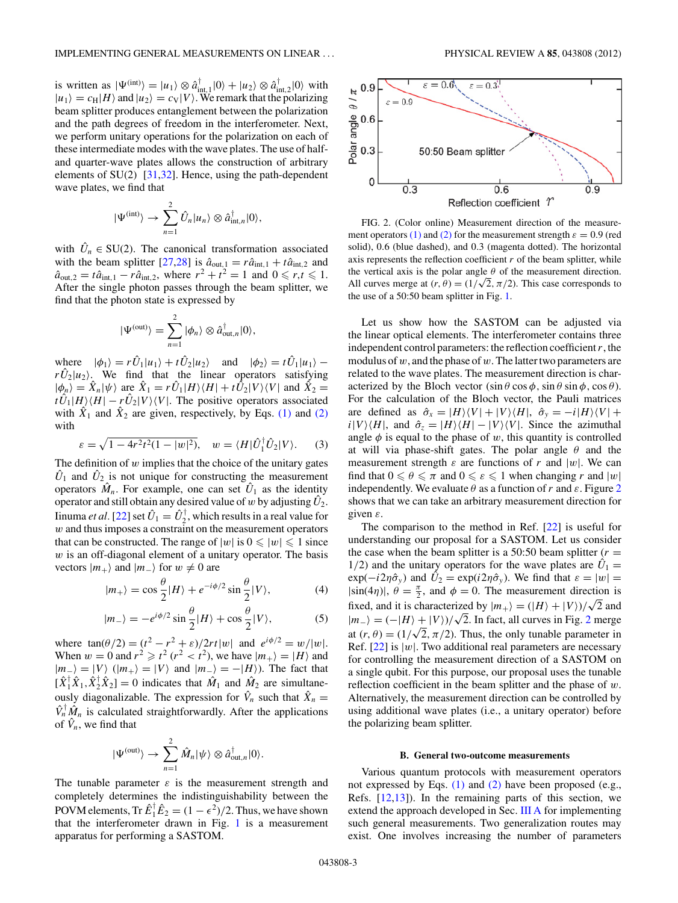is written as $|\Psi^{(\mathrm{int})}\rangle = |u_1\rangle \otimes \hat{a}^\dagger_{\mathrm{int},1}|0\rangle + |u_2\rangle \otimes \hat{a}^\dagger_{\mathrm{int},2}|0\rangle$ with $|u_1\rangle = c_{\mathrm{H}}|H\rangle$ and $|u_2\rangle = c_{\mathrm{V}}|V\rangle$. We remark that the polarizing beam splitter produces entanglement between the polarization and the path degrees of freedom in the interferometer. Next, we perform unitary operations for the polarization on each of these intermediate modes with the wave plates. The use of half- and quarter-wave plates allows the construction of arbitrary elements of SU(2) [31,32]. Hence, using the path-dependent wave plates, we find that

$$|\Psi^{(\mathrm{int})}\rangle \to \sum_{n=1}^{2} \hat{U}_n|u_n\rangle \otimes \hat{a}^\dagger_{\mathrm{int},n}|0\rangle,$$

with $\hat{U}_n \in \mathrm{SU}(2)$. The canonical transformation associated with the beam splitter [27,28] is $\hat{a}_{\mathrm{out},1} = r\hat{a}_{\mathrm{int},1} + t\hat{a}_{\mathrm{int},2}$ and $\hat{a}_{\mathrm{out},2} = t\hat{a}_{\mathrm{int},1} - r\hat{a}_{\mathrm{int},2}$, where $r^2 + t^2 = 1$ and $0 \leqslant r,t \leqslant 1$. After the single photon passes through the beam splitter, we find that the photon state is expressed by

$$|\Psi^{(\mathrm{out})}\rangle = \sum_{n=1}^{2} |\phi_n\rangle \otimes \hat{a}^\dagger_{\mathrm{out},n}|0\rangle,$$

where $|\phi_1\rangle = r\hat{U}_1|u_1\rangle + t\hat{U}_2|u_2\rangle$ and $|\phi_2\rangle = t\hat{U}_1|u_1\rangle - r\hat{U}_2|u_2\rangle$. We find that the linear operators satisfying $|\phi_n\rangle = \hat{X}_n|\psi\rangle$ are $\hat{X}_1 = r\hat{U}_1|H\rangle\langle H| + t\hat{U}_2|V\rangle\langle V|$ and $\hat{X}_2 = t\hat{U}_1|H\rangle\langle H| - r\hat{U}_2|V\rangle\langle V|$. The positive operators associated with $\hat{X}_1$ and $\hat{X}_2$ are given, respectively, by Eqs. (1) and (2) with

$$\varepsilon = \sqrt{1 - 4r^2t^2(1 - |w|^2)}, \quad w = \langle H|\hat{U}_1^\dagger\hat{U}_2|V\rangle. \tag{3}$$

The definition of $w$ implies that the choice of the unitary gates $\hat{U}_1$ and $\hat{U}_2$ is not unique for constructing the measurement operators $\hat{M}_n$. For example, one can set $\hat{U}_1$ as the identity operator and still obtain any desired value of $w$ by adjusting $\hat{U}_2$. Iinuma *et al.* [22] set $\hat{U}_1 = \hat{U}_2^\dagger$, which results in a real value for $w$ and thus imposes a constraint on the measurement operators that can be constructed. The range of $|w|$ is $0 \leqslant |w| \leqslant 1$ since $w$ is an off-diagonal element of a unitary operator. The basis vectors $|m_+\rangle$ and $|m_-\rangle$ for $w \neq 0$ are

$$|m_+\rangle = \cos\frac{\theta}{2}|H\rangle + e^{-i\phi/2}\sin\frac{\theta}{2}|V\rangle, \tag{4}$$

$$|m_-\rangle = -e^{i\phi/2}\sin\frac{\theta}{2}|H\rangle + \cos\frac{\theta}{2}|V\rangle, \tag{5}$$

where $\tan(\theta/2) = (t^2 - r^2 + \varepsilon)/2rt|w|$ and $e^{i\phi/2} = w/|w|$. When $w = 0$ and $r^2 \geqslant t^2$ ($r^2 < t^2$), we have $|m_+\rangle = |H\rangle$ and $|m_-\rangle = |V\rangle$ ($|m_+\rangle = |V\rangle$ and $|m_-\rangle = -|H\rangle$). The fact that $[\hat{X}_1^\dagger\hat{X}_1, \hat{X}_2^\dagger\hat{X}_2] = 0$ indicates that $\hat{M}_1$ and $\hat{M}_2$ are simultaneously diagonalizable. The expression for $\hat{V}_n$ such that $\hat{X}_n = \hat{V}_n^\dagger\hat{M}_n$ is calculated straightforwardly. After the applications of $\hat{V}_n$, we find that

$$|\Psi^{(\mathrm{out})}\rangle \to \sum_{n=1}^{2} \hat{M}_n|\psi\rangle \otimes \hat{a}^\dagger_{\mathrm{out},n}|0\rangle.$$

The tunable parameter $\varepsilon$ is the measurement strength and completely determines the indistinguishability between the POVM elements, $\mathrm{Tr}\,\hat{E}_1^\dagger\hat{E}_2 = (1 - \epsilon^2)/2$. Thus, we have shown that the interferometer drawn in Fig. 1 is a measurement apparatus for performing a SASTOM.

FIG. 2. (Color online) Measurement direction of the measurement operators (1) and (2) for the measurement strength $\varepsilon = 0.9$ (red solid), 0.6 (blue dashed), and 0.3 (magenta dotted). The horizontal axis represents the reflection coefficient $r$ of the beam splitter, while the vertical axis is the polar angle $\theta$ of the measurement direction. All curves merge at $(r,\theta) = (1/\sqrt{2}, \pi/2)$. This case corresponds to the use of a 50:50 beam splitter in Fig. 1.

Let us show how the SASTOM can be adjusted via the linear optical elements. The interferometer contains three independent control parameters: the reflection coefficient $r$, the modulus of $w$, and the phase of $w$. The latter two parameters are related to the wave plates. The measurement direction is characterized by the Bloch vector $(\sin\theta\cos\phi, \sin\theta\sin\phi, \cos\theta)$. For the calculation of the Bloch vector, the Pauli matrices are defined as $\hat{\sigma}_x = |H\rangle\langle V| + |V\rangle\langle H|$, $\hat{\sigma}_y = -i|H\rangle\langle V| + i|V\rangle\langle H|$, and $\hat{\sigma}_z = |H\rangle\langle H| - |V\rangle\langle V|$. Since the azimuthal angle $\phi$ is equal to the phase of $w$, this quantity is controlled at will via phase-shift gates. The polar angle $\theta$ and the measurement strength $\varepsilon$ are functions of $r$ and $|w|$. We can find that $0 \leqslant \theta \leqslant \pi$ and $0 \leqslant \varepsilon \leqslant 1$ when changing $r$ and $|w|$ independently. We evaluate $\theta$ as a function of $r$ and $\varepsilon$. Figure 2 shows that we can take an arbitrary measurement direction for given $\varepsilon$.

The comparison to the method in Ref. [22] is useful for understanding our proposal for a SASTOM. Let us consider the case when the beam splitter is a 50:50 beam splitter ($r = 1/2$) and the unitary operators for the wave plates are $\hat{U}_1 = \exp(-i2\eta\hat{\sigma}_y)$ and $\hat{U}_2 = \exp(i2\eta\hat{\sigma}_y)$. We find that $\varepsilon = |w| = |\sin(4\eta)|$, $\theta = \frac{\pi}{2}$, and $\phi = 0$. The measurement direction is fixed, and it is characterized by $|m_+\rangle = (|H\rangle + |V\rangle)/\sqrt{2}$ and $|m_-\rangle = (-|H\rangle + |V\rangle)/\sqrt{2}$. In fact, all curves in Fig. 2 merge at $(r,\theta) = (1/\sqrt{2}, \pi/2)$. Thus, the only tunable parameter in Ref. [22] is $|w|$. Two additional real parameters are necessary for controlling the measurement direction of a SASTOM on a single qubit. For this purpose, our proposal uses the tunable reflection coefficient in the beam splitter and the phase of $w$. Alternatively, the measurement direction can be controlled by using additional wave plates (i.e., a unitary operator) before the polarizing beam splitter.

### B. General two-outcome measurements

Various quantum protocols with measurement operators not expressed by Eqs. (1) and (2) have been proposed (e.g., Refs. [12,13]). In the remaining parts of this section, we extend the approach developed in Sec. III A for implementing such general measurements. Two generalization routes may exist. One involves increasing the number of parameters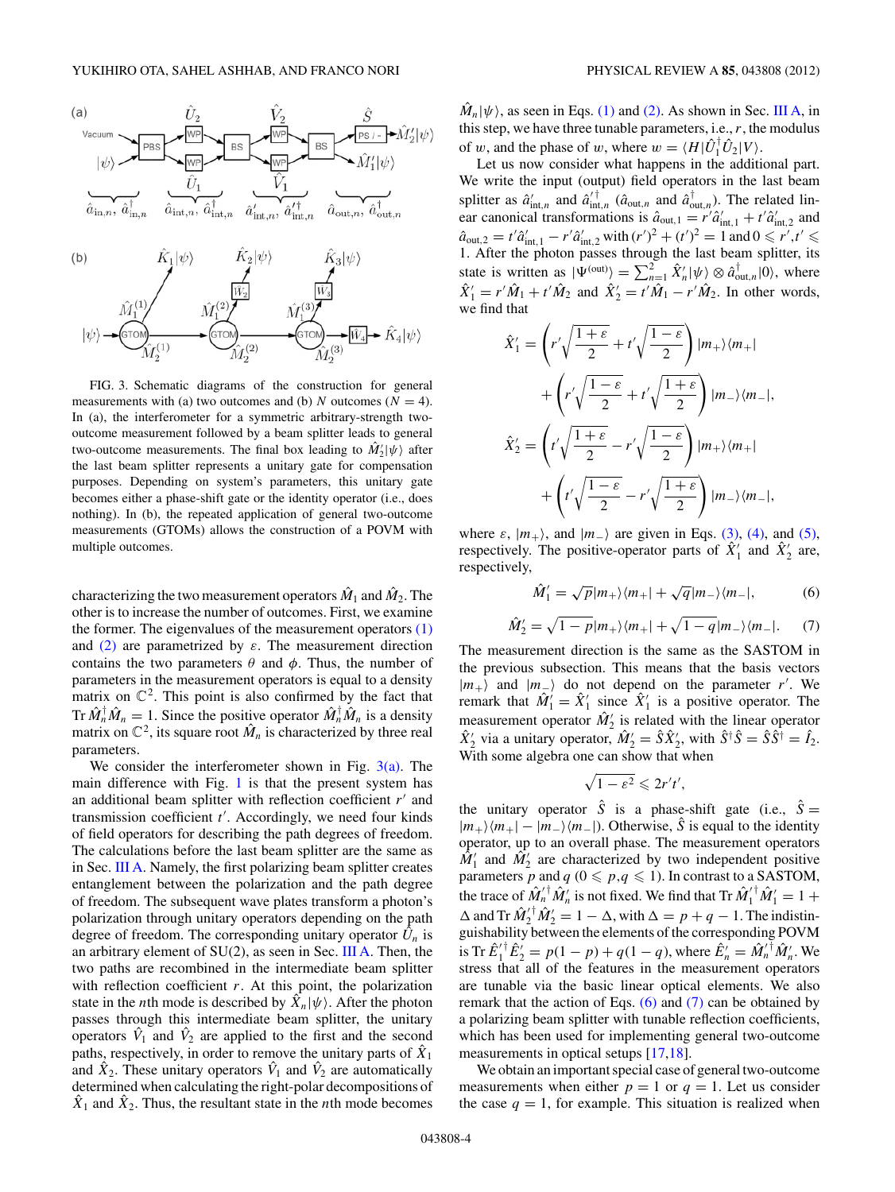FIG. 3. Schematic diagrams of the construction for general measurements with (a) two outcomes and (b) $N$ outcomes ($N = 4$). In (a), the interferometer for a symmetric arbitrary-strength two-outcome measurement followed by a beam splitter leads to general two-outcome measurements. The final box leading to $\hat{M}_2'|\psi\rangle$ after the last beam splitter represents a unitary gate for compensation purposes. Depending on system's parameters, this unitary gate becomes either a phase-shift gate or the identity operator (i.e., does nothing). In (b), the repeated application of general two-outcome measurements (GTOMs) allows the construction of a POVM with multiple outcomes.

characterizing the two measurement operators $\hat{M}_1$ and $\hat{M}_2$. The other is to increase the number of outcomes. First, we examine the former. The eigenvalues of the measurement operators (1) and (2) are parametrized by $\varepsilon$. The measurement direction contains the two parameters $\theta$ and $\phi$. Thus, the number of parameters in the measurement operators is equal to a density matrix on $\mathbb{C}^2$. This point is also confirmed by the fact that $\mathrm{Tr}\,\hat{M}_n^\dagger \hat{M}_n = 1$. Since the positive operator $\hat{M}_n^\dagger \hat{M}_n$ is a density matrix on $\mathbb{C}^2$, its square root $\hat{M}_n$ is characterized by three real parameters.

We consider the interferometer shown in Fig. 3(a). The main difference with Fig. 1 is that the present system has an additional beam splitter with reflection coefficient $r'$ and transmission coefficient $t'$. Accordingly, we need four kinds of field operators for describing the path degrees of freedom. The calculations before the last beam splitter are the same as in Sec. III A. Namely, the first polarizing beam splitter creates entanglement between the polarization and the path degree of freedom. The subsequent wave plates transform a photon's polarization through unitary operators depending on the path degree of freedom. The corresponding unitary operator $\hat{U}_n$ is an arbitrary element of SU(2), as seen in Sec. III A. Then, the two paths are recombined in the intermediate beam splitter with reflection coefficient $r$. At this point, the polarization state in the $n$th mode is described by $\hat{X}_n|\psi\rangle$. After the photon passes through this intermediate beam splitter, the unitary operators $\hat{V}_1$ and $\hat{V}_2$ are applied to the first and the second paths, respectively, in order to remove the unitary parts of $\hat{X}_1$ and $\hat{X}_2$. These unitary operators $\hat{V}_1$ and $\hat{V}_2$ are automatically determined when calculating the right-polar decompositions of $\hat{X}_1$ and $\hat{X}_2$. Thus, the resultant state in the $n$th mode becomes $\hat{M}_n|\psi\rangle$, as seen in Eqs. (1) and (2). As shown in Sec. III A, in this step, we have three tunable parameters, i.e., $r$, the modulus of $w$, and the phase of $w$, where $w = \langle H|\hat{U}_1^\dagger \hat{U}_2|V\rangle$.

Let us now consider what happens in the additional part. We write the input (output) field operators in the last beam splitter as $\hat{a}_{\mathrm{int},n}'$ and $\hat{a}_{\mathrm{int},n}'^\dagger$ ($\hat{a}_{\mathrm{out},n}$ and $\hat{a}_{\mathrm{out},n}^\dagger$). The related linear canonical transformations is $\hat{a}_{\mathrm{out},1} = r'\hat{a}_{\mathrm{int},1}' + t'\hat{a}_{\mathrm{int},2}'$ and $\hat{a}_{\mathrm{out},2} = t'\hat{a}_{\mathrm{int},1}' - r'\hat{a}_{\mathrm{int},2}'$ with $(r')^2 + (t')^2 = 1$ and $0 \leqslant r', t' \leqslant 1$. After the photon passes through the last beam splitter, its state is written as $|\Psi^{(\mathrm{out})}\rangle = \sum_{n=1}^{2} \hat{X}_n'|\psi\rangle \otimes \hat{a}_{\mathrm{out},n}^\dagger|0\rangle$, where $\hat{X}_1' = r'\hat{M}_1 + t'\hat{M}_2$ and $\hat{X}_2' = t'\hat{M}_1 - r'\hat{M}_2$. In other words, we find that

$$
\hat{X}_1' = \left(r'\sqrt{\frac{1+\varepsilon}{2}} + t'\sqrt{\frac{1-\varepsilon}{2}}\right)|m_+\rangle\langle m_+| + \left(r'\sqrt{\frac{1-\varepsilon}{2}} + t'\sqrt{\frac{1+\varepsilon}{2}}\right)|m_-\rangle\langle m_-|,
$$

$$
\hat{X}_2' = \left(t'\sqrt{\frac{1+\varepsilon}{2}} - r'\sqrt{\frac{1-\varepsilon}{2}}\right)|m_+\rangle\langle m_+| + \left(t'\sqrt{\frac{1-\varepsilon}{2}} - r'\sqrt{\frac{1+\varepsilon}{2}}\right)|m_-\rangle\langle m_-|,
$$

where $\varepsilon$, $|m_+\rangle$, and $|m_-\rangle$ are given in Eqs. (3), (4), and (5), respectively. The positive-operator parts of $\hat{X}_1'$ and $\hat{X}_2'$ are, respectively,

$$
\hat{M}_1' = \sqrt{p}|m_+\rangle\langle m_+| + \sqrt{q}|m_-\rangle\langle m_-|, \tag{6}
$$

$$
\hat{M}_2' = \sqrt{1-p}|m_+\rangle\langle m_+| + \sqrt{1-q}|m_-\rangle\langle m_-|. \tag{7}
$$

The measurement direction is the same as the SASTOM in the previous subsection. This means that the basis vectors $|m_+\rangle$ and $|m_-\rangle$ do not depend on the parameter $r'$. We remark that $\hat{M}_1' = \hat{X}_1'$ since $\hat{X}_1'$ is a positive operator. The measurement operator $\hat{M}_2'$ is related with the linear operator $\hat{X}_2'$ via a unitary operator, $\hat{M}_2' = \hat{S}\hat{X}_2'$, with $\hat{S}^\dagger\hat{S} = \hat{S}\hat{S}^\dagger = \hat{I}_2$. With some algebra one can show that when

$$
\sqrt{1-\varepsilon^2} \leqslant 2r't',
$$

the unitary operator $\hat{S}$ is a phase-shift gate (i.e., $\hat{S} = |m_+\rangle\langle m_+| - |m_-\rangle\langle m_-|$). Otherwise, $\hat{S}$ is equal to the identity operator, up to an overall phase. The measurement operators $\hat{M}_1'$ and $\hat{M}_2'$ are characterized by two independent positive parameters $p$ and $q$ ($0 \leqslant p, q \leqslant 1$). In contrast to a SASTOM, the trace of $\hat{M}_n'^\dagger \hat{M}_n'$ is not fixed. We find that $\mathrm{Tr}\,\hat{M}_1'^\dagger \hat{M}_1' = 1 + \Delta$ and $\mathrm{Tr}\,\hat{M}_2'^\dagger \hat{M}_2' = 1 - \Delta$, with $\Delta = p + q - 1$. The indistinguishability between the elements of the corresponding POVM is $\mathrm{Tr}\,\hat{E}_1'^\dagger \hat{E}_2' = p(1-p) + q(1-q)$, where $\hat{E}_n' = \hat{M}_n'^\dagger \hat{M}_n'$. We stress that all of the features in the measurement operators are tunable via the basic linear optical elements. We also remark that the action of Eqs. (6) and (7) can be obtained by a polarizing beam splitter with tunable reflection coefficients, which has been used for implementing general two-outcome measurements in optical setups [17,18].

We obtain an important special case of general two-outcome measurements when either $p = 1$ or $q = 1$. Let us consider the case $q = 1$, for example. This situation is realized when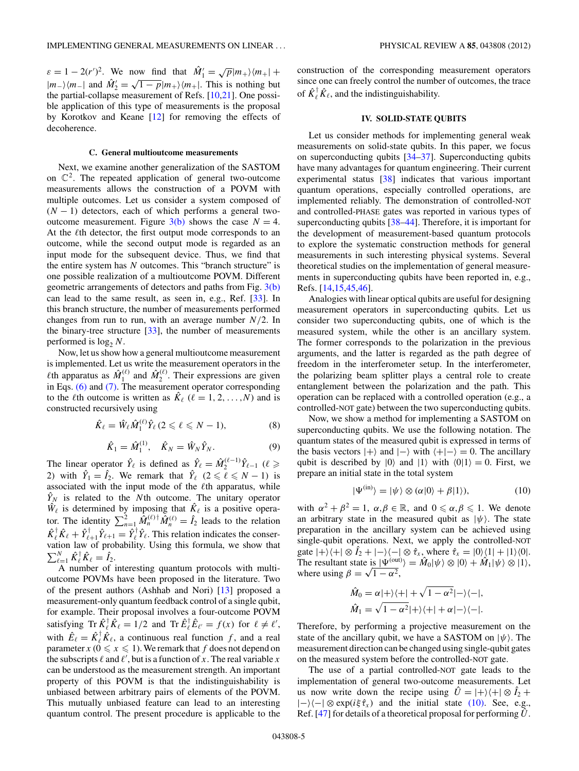$\varepsilon = 1 - 2(r')^2$. We now find that $\hat{M}_1' = \sqrt{p}|m_+\rangle\langle m_+| + |m_-\rangle\langle m_-|$ and $\hat{M}_2' = \sqrt{1-p}|m_+\rangle\langle m_+|$. This is nothing but the partial-collapse measurement of Refs. [10,21]. One possible application of this type of measurements is the proposal by Korotkov and Keane [12] for removing the effects of decoherence.

### C. General multioutcome measurements

Next, we examine another generalization of the SASTOM on $\mathbb{C}^2$. The repeated application of general two-outcome measurements allows the construction of a POVM with multiple outcomes. Let us consider a system composed of $(N-1)$ detectors, each of which performs a general two-outcome measurement. Figure 3(b) shows the case $N = 4$. At the $\ell$th detector, the first output mode corresponds to an outcome, while the second output mode is regarded as an input mode for the subsequent device. Thus, we find that the entire system has $N$ outcomes. This "branch structure" is one possible realization of a multioutcome POVM. Different geometric arrangements of detectors and paths from Fig. 3(b) can lead to the same result, as seen in, e.g., Ref. [33]. In this branch structure, the number of measurements performed changes from run to run, with an average number $N/2$. In the binary-tree structure [33], the number of measurements performed is $\log_2 N$.

Now, let us show how a general multioutcome measurement is implemented. Let us write the measurement operators in the $\ell$th apparatus as $\hat{M}_1^{(\ell)}$ and $\hat{M}_2^{(\ell)}$. Their expressions are given in Eqs. (6) and (7). The measurement operator corresponding to the $\ell$th outcome is written as $\hat{K}_\ell$ $(\ell = 1,2,\ldots,N)$ and is constructed recursively using

$$\hat{K}_\ell = \hat{W}_\ell \hat{M}_1^{(\ell)} \hat{Y}_\ell \; (2 \leqslant \ell \leqslant N-1), \tag{8}$$

$$\hat{K}_1 = \hat{M}_1^{(1)}, \quad \hat{K}_N = \hat{W}_N \hat{Y}_N. \tag{9}$$

The linear operator $\hat{Y}_\ell$ is defined as $\hat{Y}_\ell = \hat{M}_2^{(\ell-1)} \hat{Y}_{\ell-1}$ $(\ell \geqslant 2)$ with $\hat{Y}_1 = \hat{I}_2$. We remark that $\hat{Y}_\ell$ $(2 \leqslant \ell \leqslant N-1)$ is associated with the input mode of the $\ell$th apparatus, while $\hat{Y}_N$ is related to the $N$th outcome. The unitary operator $\hat{W}_\ell$ is determined by imposing that $\hat{K}_\ell$ is a positive operator. The identity $\sum_{n=1}^{2} \hat{M}_n^{(\ell)\dagger} \hat{M}_n^{(\ell)} = \hat{I}_2$ leads to the relation $\hat{K}_\ell^\dagger \hat{K}_\ell + \hat{Y}_{\ell+1}^\dagger \hat{Y}_{\ell+1} = \hat{Y}_\ell^\dagger \hat{Y}_\ell$. This relation indicates the conservation law of probability. Using this formula, we show that $\sum_{\ell=1}^{N} \hat{K}_\ell^\dagger \hat{K}_\ell = \hat{I}_2$.

A number of interesting quantum protocols with multioutcome POVMs have been proposed in the literature. Two of the present authors (Ashhab and Nori) [13] proposed a measurement-only quantum feedback control of a single qubit, for example. Their proposal involves a four-outcome POVM satisfying $\mathrm{Tr}\,\hat{K}_\ell^\dagger \hat{K}_\ell = 1/2$ and $\mathrm{Tr}\,\hat{E}_\ell^\dagger \hat{E}_{\ell'} = f(x)$ for $\ell \neq \ell'$, with $\hat{E}_\ell = \hat{K}_\ell^\dagger \hat{K}_\ell$, a continuous real function $f$, and a real parameter $x$ $(0 \leqslant x \leqslant 1)$. We remark that $f$ does not depend on the subscripts $\ell$ and $\ell'$, but is a function of $x$. The real variable $x$ can be understood as the measurement strength. An important property of this POVM is that the indistinguishability is unbiased between arbitrary pairs of elements of the POVM. This mutually unbiased feature can lead to an interesting quantum control. The present procedure is applicable to the construction of the corresponding measurement operators since one can freely control the number of outcomes, the trace of $\hat{K}_\ell^\dagger \hat{K}_\ell$, and the indistinguishability.

## IV. SOLID-STATE QUBITS

Let us consider methods for implementing general weak measurements on solid-state qubits. In this paper, we focus on superconducting qubits [34–37]. Superconducting qubits have many advantages for quantum engineering. Their current experimental status [38] indicates that various important quantum operations, especially controlled operations, are implemented reliably. The demonstration of controlled-NOT and controlled-PHASE gates was reported in various types of superconducting qubits [38–44]. Therefore, it is important for the development of measurement-based quantum protocols to explore the systematic construction methods for general measurements in such interesting physical systems. Several theoretical studies on the implementation of general measurements in superconducting qubits have been reported in, e.g., Refs. [14,15,45,46].

Analogies with linear optical qubits are useful for designing measurement operators in superconducting qubits. Let us consider two superconducting qubits, one of which is the measured system, while the other is an ancillary system. The former corresponds to the polarization in the previous arguments, and the latter is regarded as the path degree of freedom in the interferometer setup. In the interferometer, the polarizing beam splitter plays a central role to create entanglement between the polarization and the path. This operation can be replaced with a controlled operation (e.g., a controlled-NOT gate) between the two superconducting qubits.

Now, we show a method for implementing a SASTOM on superconducting qubits. We use the following notation. The quantum states of the measured qubit is expressed in terms of the basis vectors $|+\rangle$ and $|-\rangle$ with $\langle +|-\rangle = 0$. The ancillary qubit is described by $|0\rangle$ and $|1\rangle$ with $\langle 0|1\rangle = 0$. First, we prepare an initial state in the total system

$$|\Psi^{(\mathrm{in})}\rangle = |\psi\rangle \otimes (\alpha|0\rangle + \beta|1\rangle), \tag{10}$$

with $\alpha^2 + \beta^2 = 1$, $\alpha,\beta \in \mathbb{R}$, and $0 \leqslant \alpha,\beta \leqslant 1$. We denote an arbitrary state in the measured qubit as $|\psi\rangle$. The state preparation in the ancillary system can be achieved using single-qubit operations. Next, we apply the controlled-NOT gate $|+\rangle\langle +| \otimes \hat{I}_2 + |-\rangle\langle -| \otimes \hat{\tau}_x$, where $\hat{\tau}_x = |0\rangle\langle 1| + |1\rangle\langle 0|$. The resultant state is $|\Psi^{(\mathrm{out})}\rangle = \hat{M}_0|\psi\rangle \otimes |0\rangle + \hat{M}_1|\psi\rangle \otimes |1\rangle$, where using $\beta = \sqrt{1-\alpha^2}$,

$$\hat{M}_0 = \alpha|+\rangle\langle +| + \sqrt{1-\alpha^2}|-\rangle\langle -|,$$
$$\hat{M}_1 = \sqrt{1-\alpha^2}|+\rangle\langle +| + \alpha|-\rangle\langle -|.$$

Therefore, by performing a projective measurement on the state of the ancillary qubit, we have a SASTOM on $|\psi\rangle$. The measurement direction can be changed using single-qubit gates on the measured system before the controlled-NOT gate.

The use of a partial controlled-NOT gate leads to the implementation of general two-outcome measurements. Let us now write down the recipe using $\hat{U} = |+\rangle\langle +| \otimes \hat{I}_2 + |-\rangle\langle -| \otimes \exp(i\xi\hat{\tau}_x)$ and the initial state (10). See, e.g., Ref. [47] for details of a theoretical proposal for performing $\hat{U}$.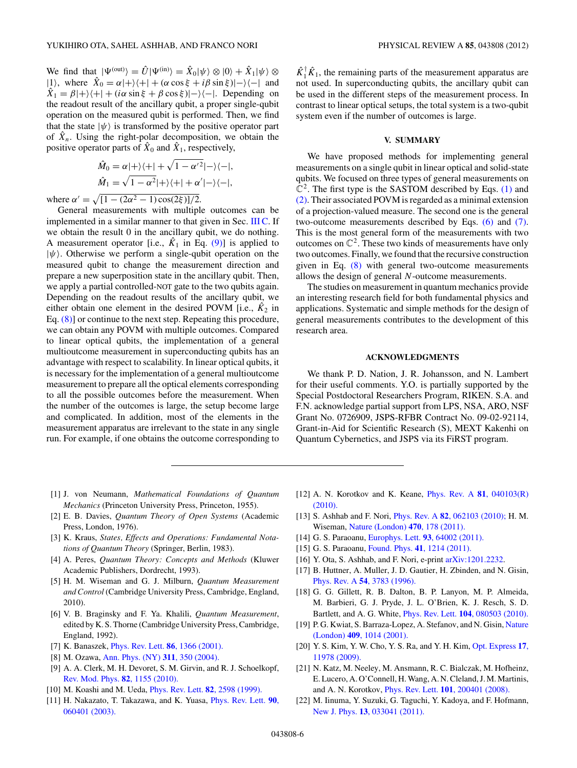We find that $|\Psi^{(\mathrm{out})}\rangle = \hat{U}|\Psi^{(\mathrm{in})}\rangle = \hat{X}_0|\psi\rangle \otimes |0\rangle + \hat{X}_1|\psi\rangle \otimes |1\rangle$, where $\hat{X}_0 = \alpha|+\rangle\langle+| + (\alpha\cos\xi + i\beta\sin\xi)|-\rangle\langle-|$ and $\hat{X}_1 = \beta|+\rangle\langle+| + (i\alpha\sin\xi + \beta\cos\xi)|-\rangle\langle-|$. Depending on the readout result of the ancillary qubit, a proper single-qubit operation on the measured qubit is performed. Then, we find that the state $|\psi\rangle$ is transformed by the positive operator part of $\hat{X}_n$. Using the right-polar decomposition, we obtain the positive operator parts of $\hat{X}_0$ and $\hat{X}_1$, respectively,

$$\hat{M}_0 = \alpha|+\rangle\langle+| + \sqrt{1-\alpha'^2}|-\rangle\langle-|,$$

$$\hat{M}_1 = \sqrt{1-\alpha^2}|+\rangle\langle+| + \alpha'|-\rangle\langle-|,$$

where $\alpha' = \sqrt{[1-(2\alpha^2-1)\cos(2\xi)]/2}$.

General measurements with multiple outcomes can be implemented in a similar manner to that given in Sec. III C. If we obtain the result 0 in the ancillary qubit, we do nothing. A measurement operator [i.e., $\hat{K}_1$ in Eq. (9)] is applied to $|\psi\rangle$. Otherwise we perform a single-qubit operation on the measured qubit to change the measurement direction and prepare a new superposition state in the ancillary qubit. Then, we apply a partial controlled-NOT gate to the two qubits again. Depending on the readout results of the ancillary qubit, we either obtain one element in the desired POVM [i.e., $\hat{K}_2$ in Eq. (8)] or continue to the next step. Repeating this procedure, we can obtain any POVM with multiple outcomes. Compared to linear optical qubits, the implementation of a general multioutcome measurement in superconducting qubits has an advantage with respect to scalability. In linear optical qubits, it is necessary for the implementation of a general multioutcome measurement to prepare all the optical elements corresponding to all the possible outcomes before the measurement. When the number of the outcomes is large, the setup become large and complicated. In addition, most of the elements in the measurement apparatus are irrelevant to the state in any single run. For example, if one obtains the outcome corresponding to $\hat{K}_1^\dagger\hat{K}_1$, the remaining parts of the measurement apparatus are not used. In superconducting qubits, the ancillary qubit can be used in the different steps of the measurement process. In contrast to linear optical setups, the total system is a two-qubit system even if the number of outcomes is large.

## V. SUMMARY

We have proposed methods for implementing general measurements on a single qubit in linear optical and solid-state qubits. We focused on three types of general measurements on $\mathbb{C}^2$. The first type is the SASTOM described by Eqs. (1) and (2). Their associated POVM is regarded as a minimal extension of a projection-valued measure. The second one is the general two-outcome measurements described by Eqs. (6) and (7). This is the most general form of the measurements with two outcomes on $\mathbb{C}^2$. These two kinds of measurements have only two outcomes. Finally, we found that the recursive construction given in Eq. (8) with general two-outcome measurements allows the design of general $N$-outcome measurements.

The studies on measurement in quantum mechanics provide an interesting research field for both fundamental physics and applications. Systematic and simple methods for the design of general measurements contributes to the development of this research area.

## ACKNOWLEDGMENTS

We thank P. D. Nation, J. R. Johansson, and N. Lambert for their useful comments. Y.O. is partially supported by the Special Postdoctoral Researchers Program, RIKEN. S.A. and F.N. acknowledge partial support from LPS, NSA, ARO, NSF Grant No. 0726909, JSPS-RFBR Contract No. 09-02-92114, Grant-in-Aid for Scientific Research (S), MEXT Kakenhi on Quantum Cybernetics, and JSPS via its FiRST program.

---

[1] J. von Neumann, *Mathematical Foundations of Quantum Mechanics* (Princeton University Press, Princeton, 1955).

[2] E. B. Davies, *Quantum Theory of Open Systems* (Academic Press, London, 1976).

[3] K. Kraus, *States, Effects and Operations: Fundamental Notations of Quantum Theory* (Springer, Berlin, 1983).

[4] A. Peres, *Quantum Theory: Concepts and Methods* (Kluwer Academic Publishers, Dordrecht, 1993).

[5] H. M. Wiseman and G. J. Milburn, *Quantum Measurement and Control* (Cambridge University Press, Cambridge, England, 2010).

[6] V. B. Braginsky and F. Ya. Khalili, *Quantum Measurement*, edited by K. S. Thorne (Cambridge University Press, Cambridge, England, 1992).

[7] K. Banaszek, Phys. Rev. Lett. **86**, 1366 (2001).

[8] M. Ozawa, Ann. Phys. (NY) **311**, 350 (2004).

[9] A. A. Clerk, M. H. Devoret, S. M. Girvin, and R. J. Schoelkopf, Rev. Mod. Phys. **82**, 1155 (2010).

[10] M. Koashi and M. Ueda, Phys. Rev. Lett. **82**, 2598 (1999).

[11] H. Nakazato, T. Takazawa, and K. Yuasa, Phys. Rev. Lett. **90**, 060401 (2003).

[12] A. N. Korotkov and K. Keane, Phys. Rev. A **81**, 040103(R) (2010).

[13] S. Ashhab and F. Nori, Phys. Rev. A **82**, 062103 (2010); H. M. Wiseman, Nature (London) **470**, 178 (2011).

[14] G. S. Paraoanu, Europhys. Lett. **93**, 64002 (2011).

[15] G. S. Paraoanu, Found. Phys. **41**, 1214 (2011).

[16] Y. Ota, S. Ashhab, and F. Nori, e-print arXiv:1201.2232.

[17] B. Huttner, A. Muller, J. D. Gautier, H. Zbinden, and N. Gisin, Phys. Rev. A **54**, 3783 (1996).

[18] G. G. Gillett, R. B. Dalton, B. P. Lanyon, M. P. Almeida, M. Barbieri, G. J. Pryde, J. L. O'Brien, K. J. Resch, S. D. Bartlett, and A. G. White, Phys. Rev. Lett. **104**, 080503 (2010).

[19] P. G. Kwiat, S. Barraza-Lopez, A. Stefanov, and N. Gisin, Nature (London) **409**, 1014 (2001).

[20] Y. S. Kim, Y. W. Cho, Y. S. Ra, and Y. H. Kim, Opt. Express **17**, 11978 (2009).

[21] N. Katz, M. Neeley, M. Ansmann, R. C. Bialczak, M. Hofheinz, E. Lucero, A. O'Connell, H. Wang, A. N. Cleland, J. M. Martinis, and A. N. Korotkov, Phys. Rev. Lett. **101**, 200401 (2008).

[22] M. Iinuma, Y. Suzuki, G. Taguchi, Y. Kadoya, and F. Hofmann, New J. Phys. **13**, 033041 (2011).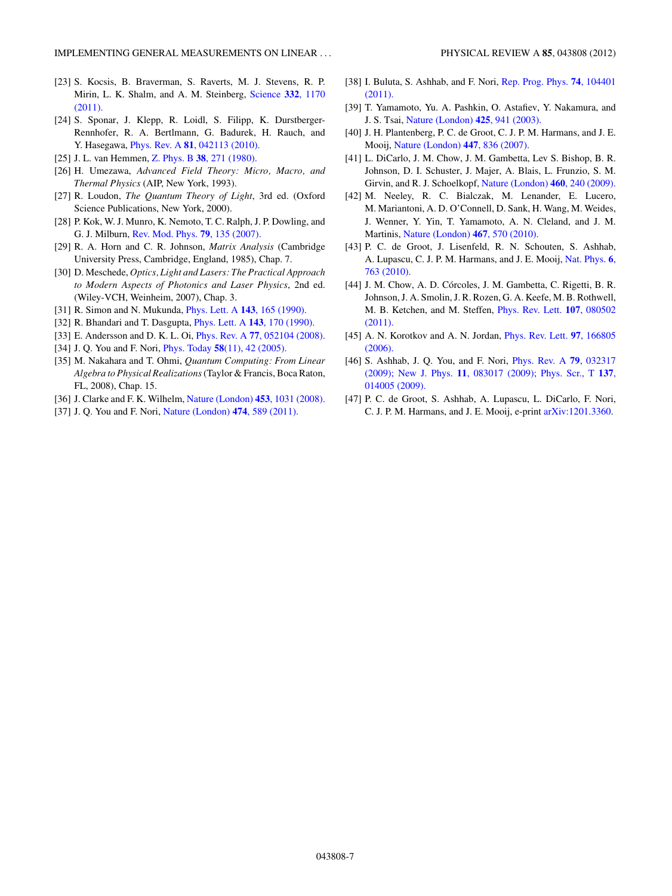[23] S. Kocsis, B. Braverman, S. Raverts, M. J. Stevens, R. P. Mirin, L. K. Shalm, and A. M. Steinberg, Science **332**, 1170 (2011).

[24] S. Sponar, J. Klepp, R. Loidl, S. Filipp, K. Durstberger-Rennhofer, R. A. Bertlmann, G. Badurek, H. Rauch, and Y. Hasegawa, Phys. Rev. A **81**, 042113 (2010).

[25] J. L. van Hemmen, Z. Phys. B **38**, 271 (1980).

[26] H. Umezawa, *Advanced Field Theory: Micro, Macro, and Thermal Physics* (AIP, New York, 1993).

[27] R. Loudon, *The Quantum Theory of Light*, 3rd ed. (Oxford Science Publications, New York, 2000).

[28] P. Kok, W. J. Munro, K. Nemoto, T. C. Ralph, J. P. Dowling, and G. J. Milburn, Rev. Mod. Phys. **79**, 135 (2007).

[29] R. A. Horn and C. R. Johnson, *Matrix Analysis* (Cambridge University Press, Cambridge, England, 1985), Chap. 7.

[30] D. Meschede, *Optics, Light and Lasers: The Practical Approach to Modern Aspects of Photonics and Laser Physics*, 2nd ed. (Wiley-VCH, Weinheim, 2007), Chap. 3.

[31] R. Simon and N. Mukunda, Phys. Lett. A **143**, 165 (1990).

[32] R. Bhandari and T. Dasgupta, Phys. Lett. A **143**, 170 (1990).

[33] E. Andersson and D. K. L. Oi, Phys. Rev. A **77**, 052104 (2008).

[34] J. Q. You and F. Nori, Phys. Today **58**(11), 42 (2005).

[35] M. Nakahara and T. Ohmi, *Quantum Computing: From Linear Algebra to Physical Realizations* (Taylor & Francis, Boca Raton, FL, 2008), Chap. 15.

[36] J. Clarke and F. K. Wilhelm, Nature (London) **453**, 1031 (2008).

[37] J. Q. You and F. Nori, Nature (London) **474**, 589 (2011).

[38] I. Buluta, S. Ashhab, and F. Nori, Rep. Prog. Phys. **74**, 104401 (2011).

[39] T. Yamamoto, Yu. A. Pashkin, O. Astafiev, Y. Nakamura, and J. S. Tsai, Nature (London) **425**, 941 (2003).

[40] J. H. Plantenberg, P. C. de Groot, C. J. P. M. Harmans, and J. E. Mooij, Nature (London) **447**, 836 (2007).

[41] L. DiCarlo, J. M. Chow, J. M. Gambetta, Lev S. Bishop, B. R. Johnson, D. I. Schuster, J. Majer, A. Blais, L. Frunzio, S. M. Girvin, and R. J. Schoelkopf, Nature (London) **460**, 240 (2009).

[42] M. Neeley, R. C. Bialczak, M. Lenander, E. Lucero, M. Mariantoni, A. D. O'Connell, D. Sank, H. Wang, M. Weides, J. Wenner, Y. Yin, T. Yamamoto, A. N. Cleland, and J. M. Martinis, Nature (London) **467**, 570 (2010).

[43] P. C. de Groot, J. Lisenfeld, R. N. Schouten, S. Ashhab, A. Lupascu, C. J. P. M. Harmans, and J. E. Mooij, Nat. Phys. **6**, 763 (2010).

[44] J. M. Chow, A. D. Córcoles, J. M. Gambetta, C. Rigetti, B. R. Johnson, J. A. Smolin, J. R. Rozen, G. A. Keefe, M. B. Rothwell, M. B. Ketchen, and M. Steffen, Phys. Rev. Lett. **107**, 080502 (2011).

[45] A. N. Korotkov and A. N. Jordan, Phys. Rev. Lett. **97**, 166805 (2006).

[46] S. Ashhab, J. Q. You, and F. Nori, Phys. Rev. A **79**, 032317 (2009); New J. Phys. **11**, 083017 (2009); Phys. Scr., T **137**, 014005 (2009).

[47] P. C. de Groot, S. Ashhab, A. Lupascu, L. DiCarlo, F. Nori, C. J. P. M. Harmans, and J. E. Mooij, e-print arXiv:1201.3360.